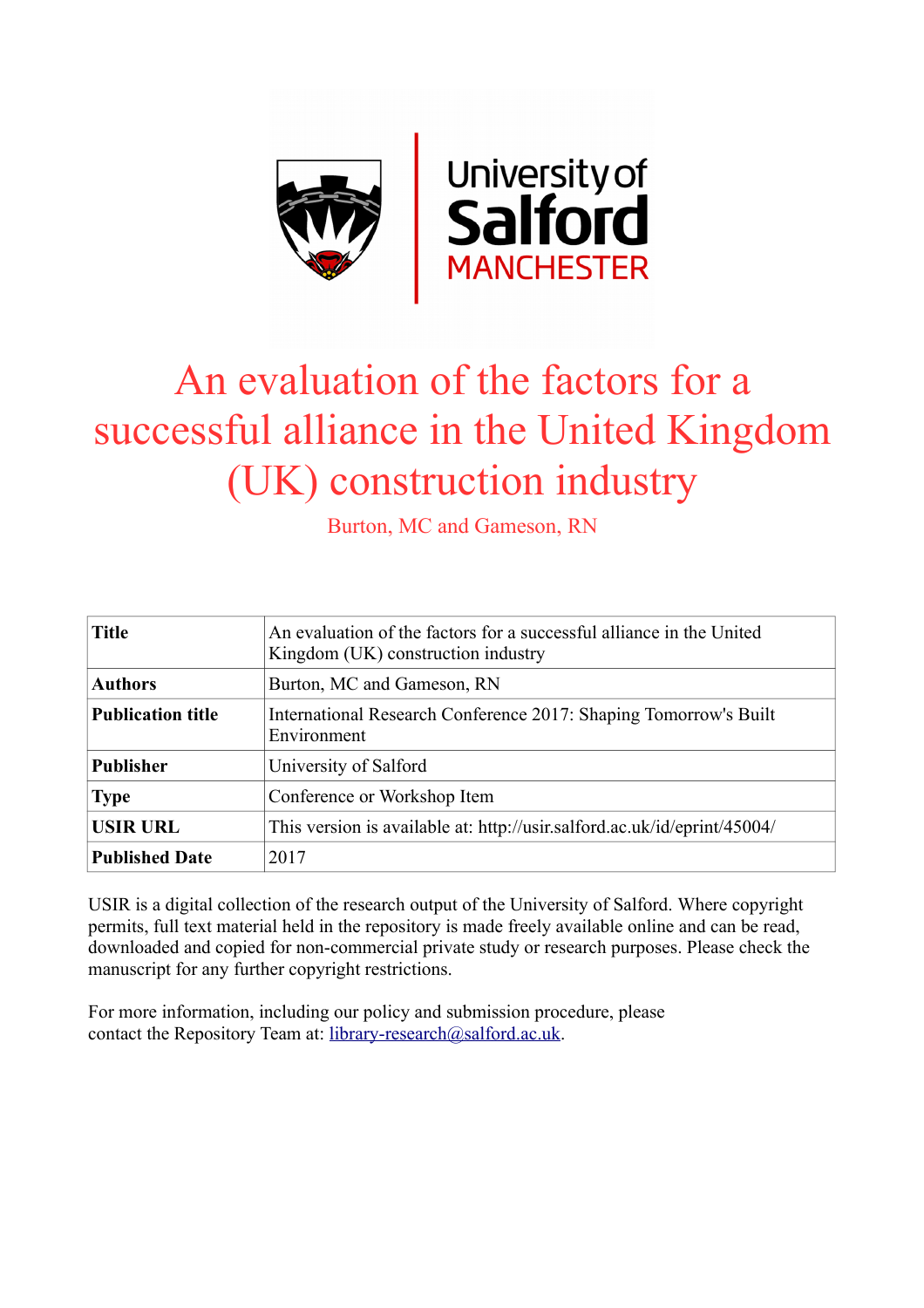University of Salford MANCHESTER

# An evaluation of the factors for a successful alliance in the United Kingdom (UK) construction industry

Burton, MC and Gameson, RN

| **Title** | An evaluation of the factors for a successful alliance in the United Kingdom (UK) construction industry |
|---|---|
| **Authors** | Burton, MC and Gameson, RN |
| **Publication title** | International Research Conference 2017: Shaping Tomorrow's Built Environment |
| **Publisher** | University of Salford |
| **Type** | Conference or Workshop Item |
| **USIR URL** | This version is available at: http://usir.salford.ac.uk/id/eprint/45004/ |
| **Published Date** | 2017 |

USIR is a digital collection of the research output of the University of Salford. Where copyright permits, full text material held in the repository is made freely available online and can be read, downloaded and copied for non-commercial private study or research purposes. Please check the manuscript for any further copyright restrictions.

For more information, including our policy and submission procedure, please contact the Repository Team at: library-research@salford.ac.uk.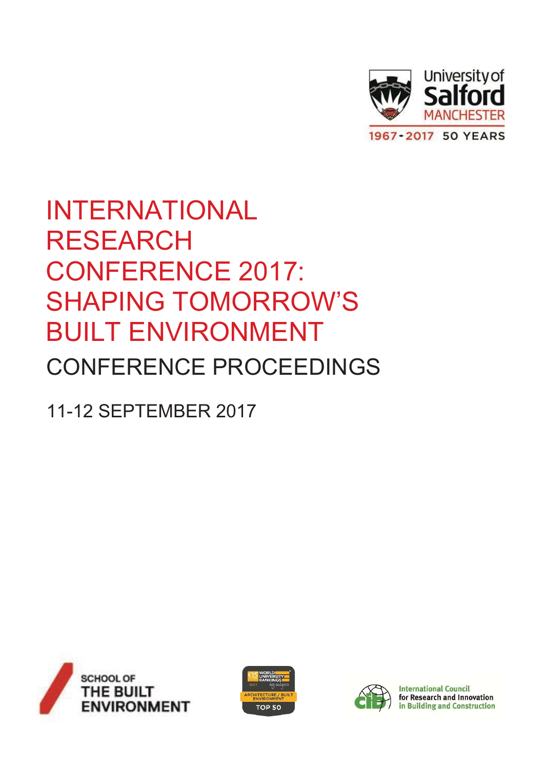University of Salford MANCHESTER

1967-2017 50 YEARS

# INTERNATIONAL RESEARCH CONFERENCE 2017: SHAPING TOMORROW'S BUILT ENVIRONMENT

## CONFERENCE PROCEEDINGS

11-12 SEPTEMBER 2017

SCHOOL OF THE BUILT ENVIRONMENT

QS WORLD UNIVERSITY RANKINGS by subject 2017 ARCHITECTURE / BUILT ENVIRONMENT TOP 50

International Council for Research and Innovation in Building and Construction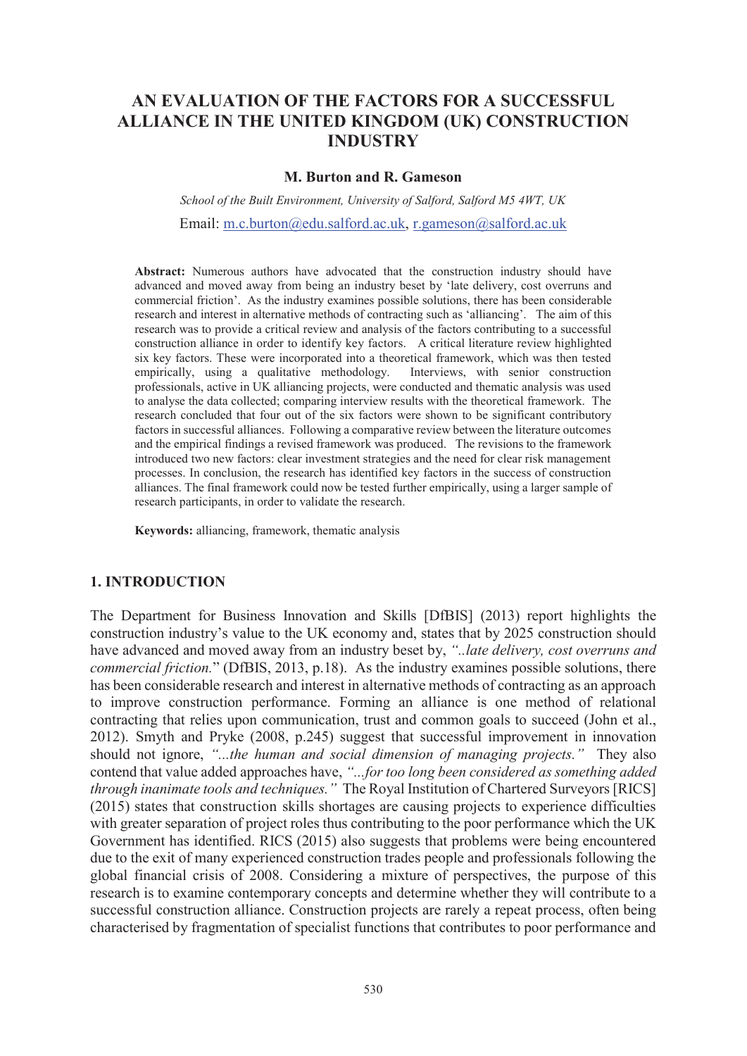# AN EVALUATION OF THE FACTORS FOR A SUCCESSFUL ALLIANCE IN THE UNITED KINGDOM (UK) CONSTRUCTION INDUSTRY

**M. Burton and R. Gameson**

*School of the Built Environment, University of Salford, Salford M5 4WT, UK*

Email: m.c.burton@edu.salford.ac.uk, r.gameson@salford.ac.uk

**Abstract:** Numerous authors have advocated that the construction industry should have advanced and moved away from being an industry beset by 'late delivery, cost overruns and commercial friction'. As the industry examines possible solutions, there has been considerable research and interest in alternative methods of contracting such as 'alliancing'. The aim of this research was to provide a critical review and analysis of the factors contributing to a successful construction alliance in order to identify key factors. A critical literature review highlighted six key factors. These were incorporated into a theoretical framework, which was then tested empirically, using a qualitative methodology. Interviews, with senior construction professionals, active in UK alliancing projects, were conducted and thematic analysis was used to analyse the data collected; comparing interview results with the theoretical framework. The research concluded that four out of the six factors were shown to be significant contributory factors in successful alliances. Following a comparative review between the literature outcomes and the empirical findings a revised framework was produced. The revisions to the framework introduced two new factors: clear investment strategies and the need for clear risk management processes. In conclusion, the research has identified key factors in the success of construction alliances. The final framework could now be tested further empirically, using a larger sample of research participants, in order to validate the research.

**Keywords:** alliancing, framework, thematic analysis

## 1. INTRODUCTION

The Department for Business Innovation and Skills [DfBIS] (2013) report highlights the construction industry's value to the UK economy and, states that by 2025 construction should have advanced and moved away from an industry beset by, *"..late delivery, cost overruns and commercial friction.*" (DfBIS, 2013, p.18). As the industry examines possible solutions, there has been considerable research and interest in alternative methods of contracting as an approach to improve construction performance. Forming an alliance is one method of relational contracting that relies upon communication, trust and common goals to succeed (John et al., 2012). Smyth and Pryke (2008, p.245) suggest that successful improvement in innovation should not ignore, *"...the human and social dimension of managing projects."* They also contend that value added approaches have, *"...for too long been considered as something added through inanimate tools and techniques."* The Royal Institution of Chartered Surveyors [RICS] (2015) states that construction skills shortages are causing projects to experience difficulties with greater separation of project roles thus contributing to the poor performance which the UK Government has identified. RICS (2015) also suggests that problems were being encountered due to the exit of many experienced construction trades people and professionals following the global financial crisis of 2008. Considering a mixture of perspectives, the purpose of this research is to examine contemporary concepts and determine whether they will contribute to a successful construction alliance. Construction projects are rarely a repeat process, often being characterised by fragmentation of specialist functions that contributes to poor performance and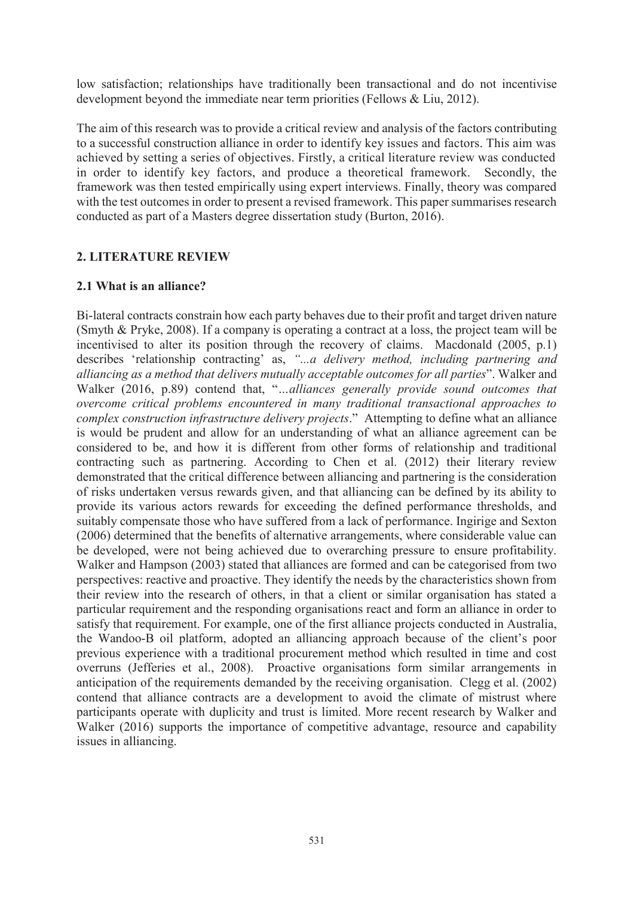low satisfaction; relationships have traditionally been transactional and do not incentivise development beyond the immediate near term priorities (Fellows & Liu, 2012).

The aim of this research was to provide a critical review and analysis of the factors contributing to a successful construction alliance in order to identify key issues and factors. This aim was achieved by setting a series of objectives. Firstly, a critical literature review was conducted in order to identify key factors, and produce a theoretical framework. Secondly, the framework was then tested empirically using expert interviews. Finally, theory was compared with the test outcomes in order to present a revised framework. This paper summarises research conducted as part of a Masters degree dissertation study (Burton, 2016).

## 2. LITERATURE REVIEW

### 2.1 What is an alliance?

Bi-lateral contracts constrain how each party behaves due to their profit and target driven nature (Smyth & Pryke, 2008). If a company is operating a contract at a loss, the project team will be incentivised to alter its position through the recovery of claims. Macdonald (2005, p.1) describes 'relationship contracting' as, *"...a delivery method, including partnering and alliancing as a method that delivers mutually acceptable outcomes for all parties*". Walker and Walker (2016, p.89) contend that, "*...alliances generally provide sound outcomes that overcome critical problems encountered in many traditional transactional approaches to complex construction infrastructure delivery projects*." Attempting to define what an alliance is would be prudent and allow for an understanding of what an alliance agreement can be considered to be, and how it is different from other forms of relationship and traditional contracting such as partnering. According to Chen et al. (2012) their literary review demonstrated that the critical difference between alliancing and partnering is the consideration of risks undertaken versus rewards given, and that alliancing can be defined by its ability to provide its various actors rewards for exceeding the defined performance thresholds, and suitably compensate those who have suffered from a lack of performance. Ingirige and Sexton (2006) determined that the benefits of alternative arrangements, where considerable value can be developed, were not being achieved due to overarching pressure to ensure profitability. Walker and Hampson (2003) stated that alliances are formed and can be categorised from two perspectives: reactive and proactive. They identify the needs by the characteristics shown from their review into the research of others, in that a client or similar organisation has stated a particular requirement and the responding organisations react and form an alliance in order to satisfy that requirement. For example, one of the first alliance projects conducted in Australia, the Wandoo-B oil platform, adopted an alliancing approach because of the client's poor previous experience with a traditional procurement method which resulted in time and cost overruns (Jefferies et al., 2008). Proactive organisations form similar arrangements in anticipation of the requirements demanded by the receiving organisation. Clegg et al. (2002) contend that alliance contracts are a development to avoid the climate of mistrust where participants operate with duplicity and trust is limited. More recent research by Walker and Walker (2016) supports the importance of competitive advantage, resource and capability issues in alliancing.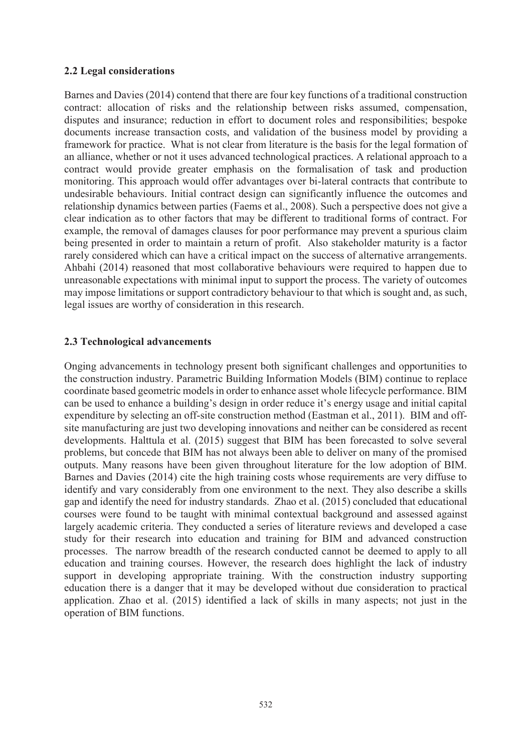### 2.2 Legal considerations

Barnes and Davies (2014) contend that there are four key functions of a traditional construction contract: allocation of risks and the relationship between risks assumed, compensation, disputes and insurance; reduction in effort to document roles and responsibilities; bespoke documents increase transaction costs, and validation of the business model by providing a framework for practice. What is not clear from literature is the basis for the legal formation of an alliance, whether or not it uses advanced technological practices. A relational approach to a contract would provide greater emphasis on the formalisation of task and production monitoring. This approach would offer advantages over bi-lateral contracts that contribute to undesirable behaviours. Initial contract design can significantly influence the outcomes and relationship dynamics between parties (Faems et al., 2008). Such a perspective does not give a clear indication as to other factors that may be different to traditional forms of contract. For example, the removal of damages clauses for poor performance may prevent a spurious claim being presented in order to maintain a return of profit. Also stakeholder maturity is a factor rarely considered which can have a critical impact on the success of alternative arrangements. Ahbahi (2014) reasoned that most collaborative behaviours were required to happen due to unreasonable expectations with minimal input to support the process. The variety of outcomes may impose limitations or support contradictory behaviour to that which is sought and, as such, legal issues are worthy of consideration in this research.

### 2.3 Technological advancements

Onging advancements in technology present both significant challenges and opportunities to the construction industry. Parametric Building Information Models (BIM) continue to replace coordinate based geometric models in order to enhance asset whole lifecycle performance. BIM can be used to enhance a building's design in order reduce it's energy usage and initial capital expenditure by selecting an off-site construction method (Eastman et al., 2011). BIM and off-site manufacturing are just two developing innovations and neither can be considered as recent developments. Halttula et al. (2015) suggest that BIM has been forecasted to solve several problems, but concede that BIM has not always been able to deliver on many of the promised outputs. Many reasons have been given throughout literature for the low adoption of BIM. Barnes and Davies (2014) cite the high training costs whose requirements are very diffuse to identify and vary considerably from one environment to the next. They also describe a skills gap and identify the need for industry standards. Zhao et al. (2015) concluded that educational courses were found to be taught with minimal contextual background and assessed against largely academic criteria. They conducted a series of literature reviews and developed a case study for their research into education and training for BIM and advanced construction processes. The narrow breadth of the research conducted cannot be deemed to apply to all education and training courses. However, the research does highlight the lack of industry support in developing appropriate training. With the construction industry supporting education there is a danger that it may be developed without due consideration to practical application. Zhao et al. (2015) identified a lack of skills in many aspects; not just in the operation of BIM functions.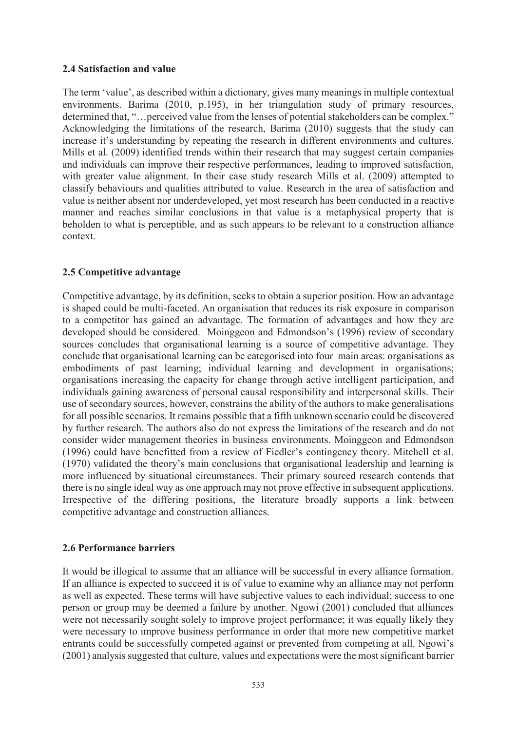### 2.4 Satisfaction and value

The term 'value', as described within a dictionary, gives many meanings in multiple contextual environments. Barima (2010, p.195), in her triangulation study of primary resources, determined that, "…perceived value from the lenses of potential stakeholders can be complex." Acknowledging the limitations of the research, Barima (2010) suggests that the study can increase it's understanding by repeating the research in different environments and cultures. Mills et al. (2009) identified trends within their research that may suggest certain companies and individuals can improve their respective performances, leading to improved satisfaction, with greater value alignment. In their case study research Mills et al. (2009) attempted to classify behaviours and qualities attributed to value. Research in the area of satisfaction and value is neither absent nor underdeveloped, yet most research has been conducted in a reactive manner and reaches similar conclusions in that value is a metaphysical property that is beholden to what is perceptible, and as such appears to be relevant to a construction alliance context.

### 2.5 Competitive advantage

Competitive advantage, by its definition, seeks to obtain a superior position. How an advantage is shaped could be multi-faceted. An organisation that reduces its risk exposure in comparison to a competitor has gained an advantage. The formation of advantages and how they are developed should be considered. Moinggeon and Edmondson's (1996) review of secondary sources concludes that organisational learning is a source of competitive advantage. They conclude that organisational learning can be categorised into four main areas: organisations as embodiments of past learning; individual learning and development in organisations; organisations increasing the capacity for change through active intelligent participation, and individuals gaining awareness of personal causal responsibility and interpersonal skills. Their use of secondary sources, however, constrains the ability of the authors to make generalisations for all possible scenarios. It remains possible that a fifth unknown scenario could be discovered by further research. The authors also do not express the limitations of the research and do not consider wider management theories in business environments. Moinggeon and Edmondson (1996) could have benefitted from a review of Fiedler's contingency theory. Mitchell et al. (1970) validated the theory's main conclusions that organisational leadership and learning is more influenced by situational circumstances. Their primary sourced research contends that there is no single ideal way as one approach may not prove effective in subsequent applications. Irrespective of the differing positions, the literature broadly supports a link between competitive advantage and construction alliances.

### 2.6 Performance barriers

It would be illogical to assume that an alliance will be successful in every alliance formation. If an alliance is expected to succeed it is of value to examine why an alliance may not perform as well as expected. These terms will have subjective values to each individual; success to one person or group may be deemed a failure by another. Ngowi (2001) concluded that alliances were not necessarily sought solely to improve project performance; it was equally likely they were necessary to improve business performance in order that more new competitive market entrants could be successfully competed against or prevented from competing at all. Ngowi's (2001) analysis suggested that culture, values and expectations were the most significant barrier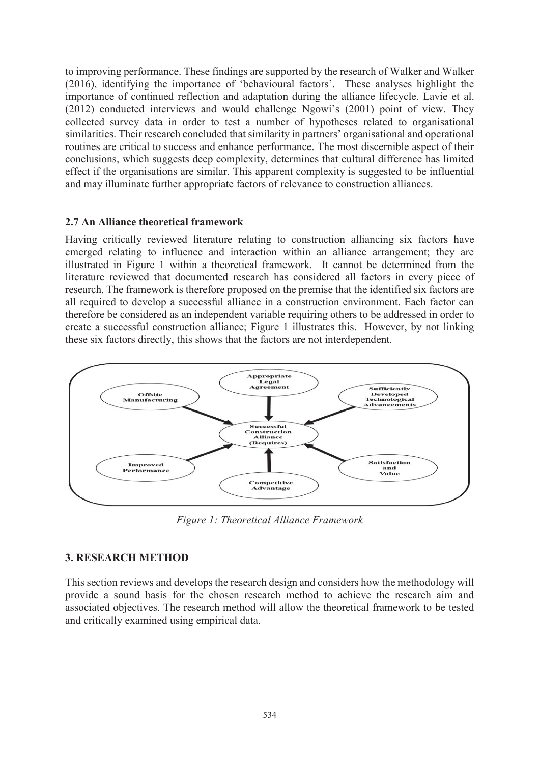to improving performance. These findings are supported by the research of Walker and Walker (2016), identifying the importance of 'behavioural factors'. These analyses highlight the importance of continued reflection and adaptation during the alliance lifecycle. Lavie et al. (2012) conducted interviews and would challenge Ngowi's (2001) point of view. They collected survey data in order to test a number of hypotheses related to organisational similarities. Their research concluded that similarity in partners' organisational and operational routines are critical to success and enhance performance. The most discernible aspect of their conclusions, which suggests deep complexity, determines that cultural difference has limited effect if the organisations are similar. This apparent complexity is suggested to be influential and may illuminate further appropriate factors of relevance to construction alliances.

### 2.7 An Alliance theoretical framework

Having critically reviewed literature relating to construction alliancing six factors have emerged relating to influence and interaction within an alliance arrangement; they are illustrated in Figure 1 within a theoretical framework. It cannot be determined from the literature reviewed that documented research has considered all factors in every piece of research. The framework is therefore proposed on the premise that the identified six factors are all required to develop a successful alliance in a construction environment. Each factor can therefore be considered as an independent variable requiring others to be addressed in order to create a successful construction alliance; Figure 1 illustrates this. However, by not linking these six factors directly, this shows that the factors are not interdependent.

*Figure 1: Theoretical Alliance Framework*

## 3. RESEARCH METHOD

This section reviews and develops the research design and considers how the methodology will provide a sound basis for the chosen research method to achieve the research aim and associated objectives. The research method will allow the theoretical framework to be tested and critically examined using empirical data.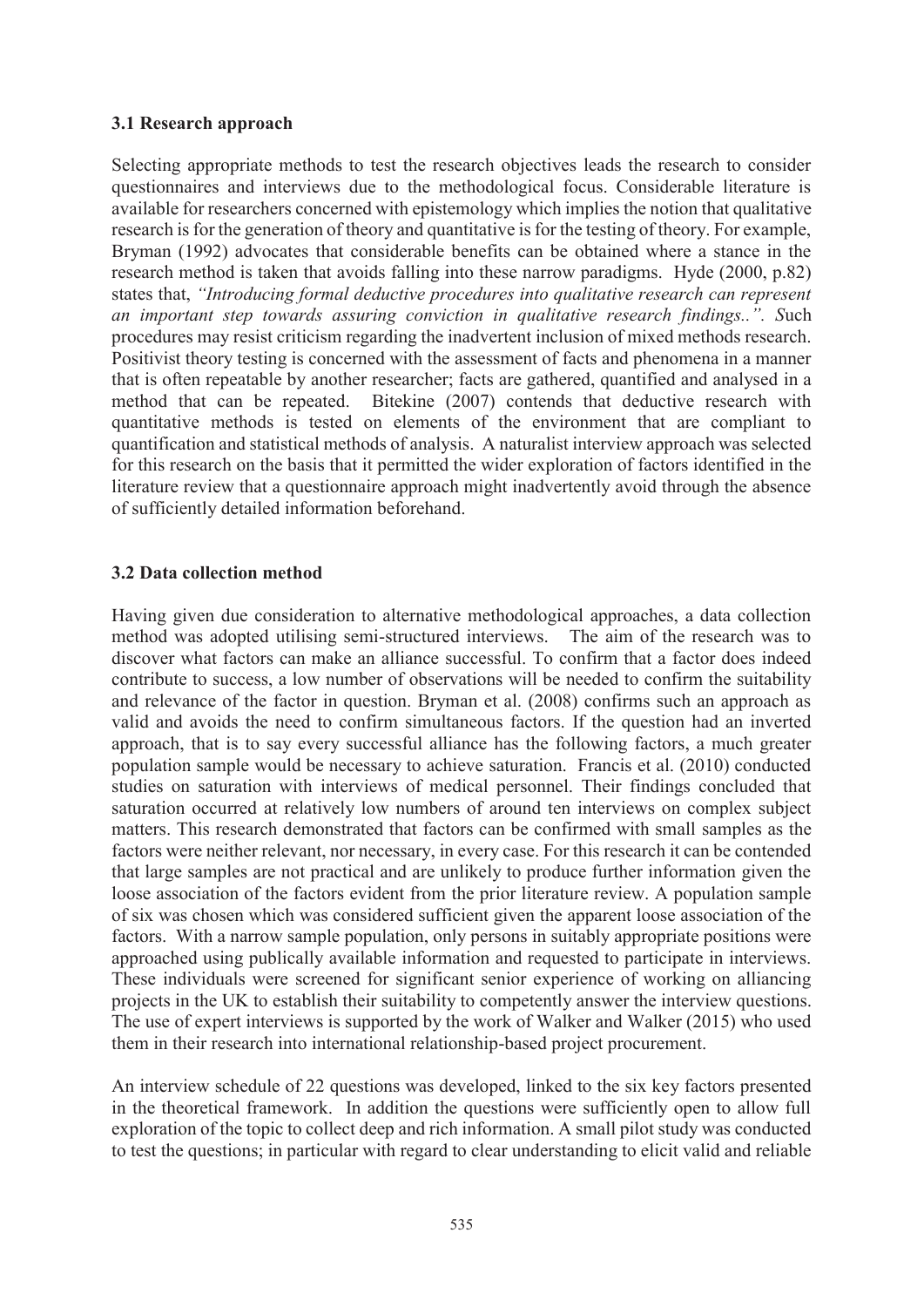### 3.1 Research approach

Selecting appropriate methods to test the research objectives leads the research to consider questionnaires and interviews due to the methodological focus. Considerable literature is available for researchers concerned with epistemology which implies the notion that qualitative research is for the generation of theory and quantitative is for the testing of theory. For example, Bryman (1992) advocates that considerable benefits can be obtained where a stance in the research method is taken that avoids falling into these narrow paradigms. Hyde (2000, p.82) states that, *"Introducing formal deductive procedures into qualitative research can represent an important step towards assuring conviction in qualitative research findings..". S*uch procedures may resist criticism regarding the inadvertent inclusion of mixed methods research. Positivist theory testing is concerned with the assessment of facts and phenomena in a manner that is often repeatable by another researcher; facts are gathered, quantified and analysed in a method that can be repeated. Bitekine (2007) contends that deductive research with quantitative methods is tested on elements of the environment that are compliant to quantification and statistical methods of analysis. A naturalist interview approach was selected for this research on the basis that it permitted the wider exploration of factors identified in the literature review that a questionnaire approach might inadvertently avoid through the absence of sufficiently detailed information beforehand.

### 3.2 Data collection method

Having given due consideration to alternative methodological approaches, a data collection method was adopted utilising semi-structured interviews. The aim of the research was to discover what factors can make an alliance successful. To confirm that a factor does indeed contribute to success, a low number of observations will be needed to confirm the suitability and relevance of the factor in question. Bryman et al. (2008) confirms such an approach as valid and avoids the need to confirm simultaneous factors. If the question had an inverted approach, that is to say every successful alliance has the following factors, a much greater population sample would be necessary to achieve saturation. Francis et al. (2010) conducted studies on saturation with interviews of medical personnel. Their findings concluded that saturation occurred at relatively low numbers of around ten interviews on complex subject matters. This research demonstrated that factors can be confirmed with small samples as the factors were neither relevant, nor necessary, in every case. For this research it can be contended that large samples are not practical and are unlikely to produce further information given the loose association of the factors evident from the prior literature review. A population sample of six was chosen which was considered sufficient given the apparent loose association of the factors. With a narrow sample population, only persons in suitably appropriate positions were approached using publically available information and requested to participate in interviews. These individuals were screened for significant senior experience of working on alliancing projects in the UK to establish their suitability to competently answer the interview questions. The use of expert interviews is supported by the work of Walker and Walker (2015) who used them in their research into international relationship-based project procurement.

An interview schedule of 22 questions was developed, linked to the six key factors presented in the theoretical framework. In addition the questions were sufficiently open to allow full exploration of the topic to collect deep and rich information. A small pilot study was conducted to test the questions; in particular with regard to clear understanding to elicit valid and reliable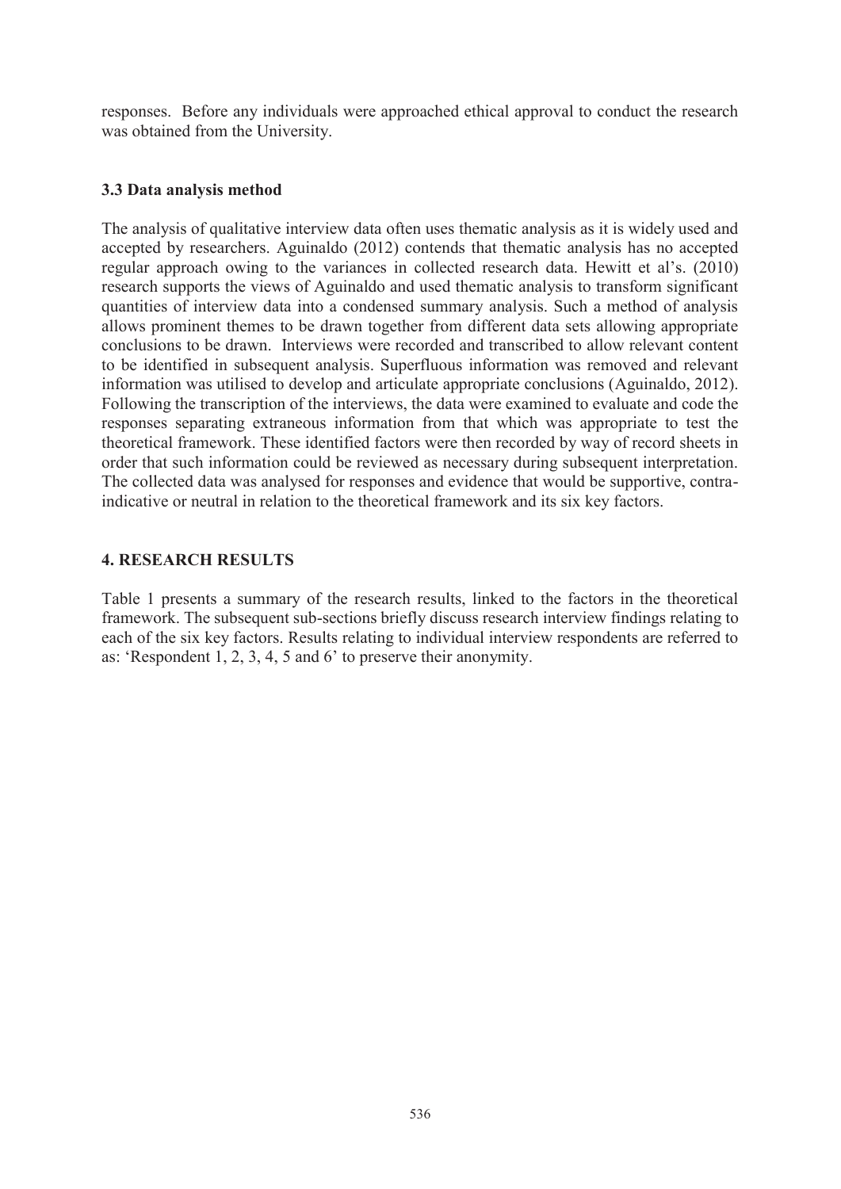responses. Before any individuals were approached ethical approval to conduct the research was obtained from the University.

### 3.3 Data analysis method

The analysis of qualitative interview data often uses thematic analysis as it is widely used and accepted by researchers. Aguinaldo (2012) contends that thematic analysis has no accepted regular approach owing to the variances in collected research data. Hewitt et al's. (2010) research supports the views of Aguinaldo and used thematic analysis to transform significant quantities of interview data into a condensed summary analysis. Such a method of analysis allows prominent themes to be drawn together from different data sets allowing appropriate conclusions to be drawn. Interviews were recorded and transcribed to allow relevant content to be identified in subsequent analysis. Superfluous information was removed and relevant information was utilised to develop and articulate appropriate conclusions (Aguinaldo, 2012). Following the transcription of the interviews, the data were examined to evaluate and code the responses separating extraneous information from that which was appropriate to test the theoretical framework. These identified factors were then recorded by way of record sheets in order that such information could be reviewed as necessary during subsequent interpretation. The collected data was analysed for responses and evidence that would be supportive, contra-indicative or neutral in relation to the theoretical framework and its six key factors.

## 4. RESEARCH RESULTS

Table 1 presents a summary of the research results, linked to the factors in the theoretical framework. The subsequent sub-sections briefly discuss research interview findings relating to each of the six key factors. Results relating to individual interview respondents are referred to as: 'Respondent 1, 2, 3, 4, 5 and 6' to preserve their anonymity.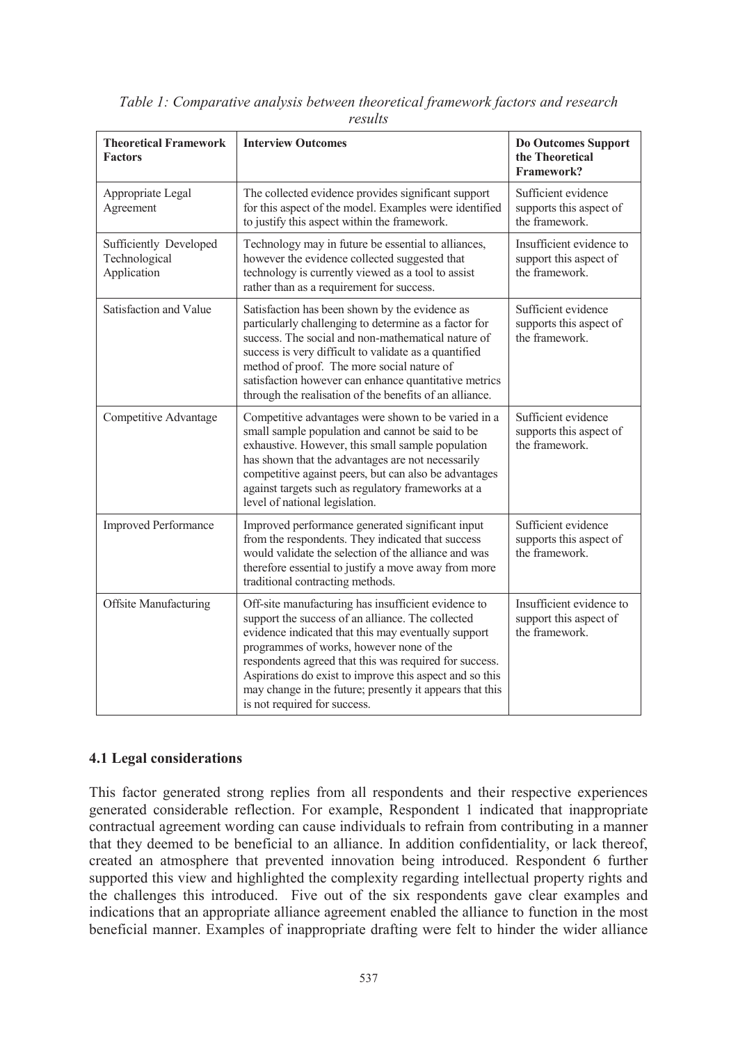*Table 1: Comparative analysis between theoretical framework factors and research results*

| **Theoretical Framework Factors** | **Interview Outcomes** | **Do Outcomes Support the Theoretical Framework?** |
|---|---|---|
| Appropriate Legal Agreement | The collected evidence provides significant support for this aspect of the model. Examples were identified to justify this aspect within the framework. | Sufficient evidence supports this aspect of the framework. |
| Sufficiently Developed Technological Application | Technology may in future be essential to alliances, however the evidence collected suggested that technology is currently viewed as a tool to assist rather than as a requirement for success. | Insufficient evidence to support this aspect of the framework. |
| Satisfaction and Value | Satisfaction has been shown by the evidence as particularly challenging to determine as a factor for success. The social and non-mathematical nature of success is very difficult to validate as a quantified method of proof. The more social nature of satisfaction however can enhance quantitative metrics through the realisation of the benefits of an alliance. | Sufficient evidence supports this aspect of the framework. |
| Competitive Advantage | Competitive advantages were shown to be varied in a small sample population and cannot be said to be exhaustive. However, this small sample population has shown that the advantages are not necessarily competitive against peers, but can also be advantages against targets such as regulatory frameworks at a level of national legislation. | Sufficient evidence supports this aspect of the framework. |
| Improved Performance | Improved performance generated significant input from the respondents. They indicated that success would validate the selection of the alliance and was therefore essential to justify a move away from more traditional contracting methods. | Sufficient evidence supports this aspect of the framework. |
| Offsite Manufacturing | Off-site manufacturing has insufficient evidence to support the success of an alliance. The collected evidence indicated that this may eventually support programmes of works, however none of the respondents agreed that this was required for success. Aspirations do exist to improve this aspect and so this may change in the future; presently it appears that this is not required for success. | Insufficient evidence to support this aspect of the framework. |

### 4.1 Legal considerations

This factor generated strong replies from all respondents and their respective experiences generated considerable reflection. For example, Respondent 1 indicated that inappropriate contractual agreement wording can cause individuals to refrain from contributing in a manner that they deemed to be beneficial to an alliance. In addition confidentiality, or lack thereof, created an atmosphere that prevented innovation being introduced. Respondent 6 further supported this view and highlighted the complexity regarding intellectual property rights and the challenges this introduced. Five out of the six respondents gave clear examples and indications that an appropriate alliance agreement enabled the alliance to function in the most beneficial manner. Examples of inappropriate drafting were felt to hinder the wider alliance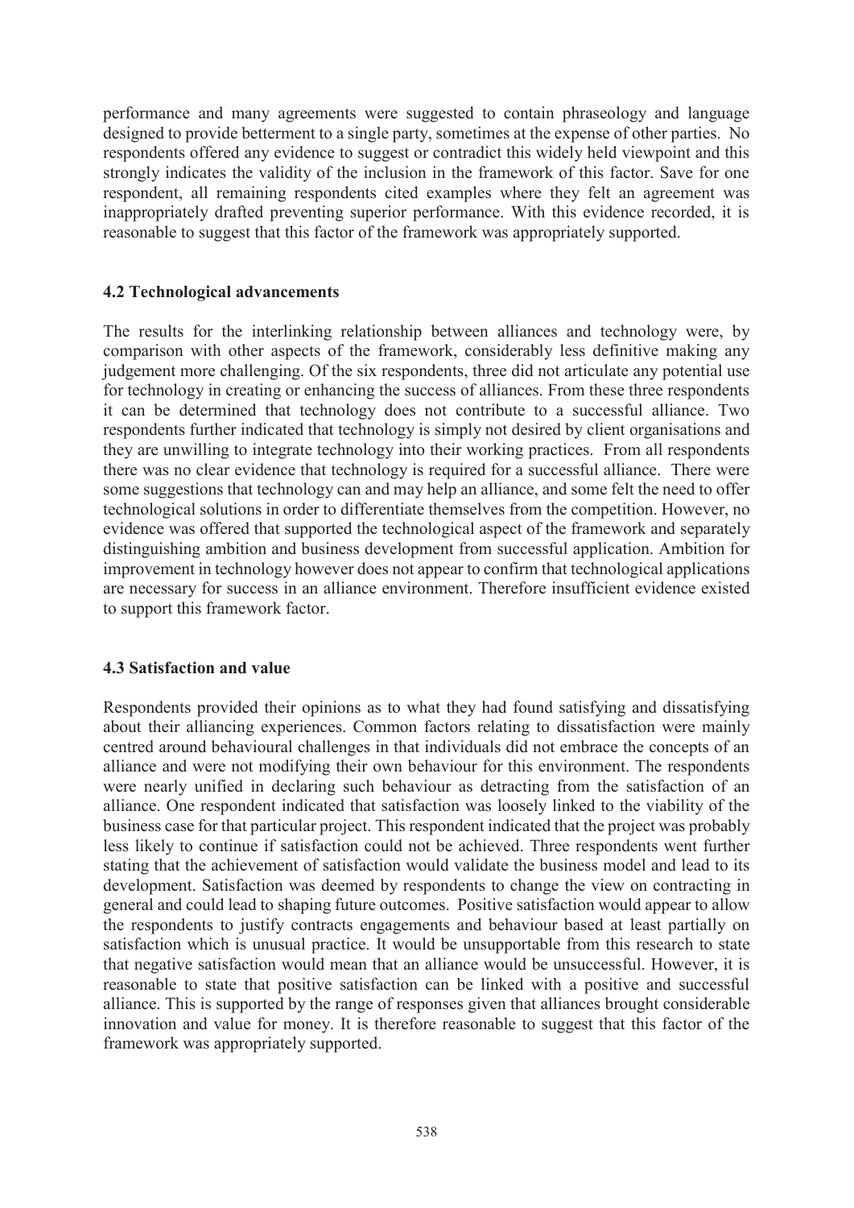performance and many agreements were suggested to contain phraseology and language designed to provide betterment to a single party, sometimes at the expense of other parties. No respondents offered any evidence to suggest or contradict this widely held viewpoint and this strongly indicates the validity of the inclusion in the framework of this factor. Save for one respondent, all remaining respondents cited examples where they felt an agreement was inappropriately drafted preventing superior performance. With this evidence recorded, it is reasonable to suggest that this factor of the framework was appropriately supported.

### 4.2 Technological advancements

The results for the interlinking relationship between alliances and technology were, by comparison with other aspects of the framework, considerably less definitive making any judgement more challenging. Of the six respondents, three did not articulate any potential use for technology in creating or enhancing the success of alliances. From these three respondents it can be determined that technology does not contribute to a successful alliance. Two respondents further indicated that technology is simply not desired by client organisations and they are unwilling to integrate technology into their working practices. From all respondents there was no clear evidence that technology is required for a successful alliance. There were some suggestions that technology can and may help an alliance, and some felt the need to offer technological solutions in order to differentiate themselves from the competition. However, no evidence was offered that supported the technological aspect of the framework and separately distinguishing ambition and business development from successful application. Ambition for improvement in technology however does not appear to confirm that technological applications are necessary for success in an alliance environment. Therefore insufficient evidence existed to support this framework factor.

### 4.3 Satisfaction and value

Respondents provided their opinions as to what they had found satisfying and dissatisfying about their alliancing experiences. Common factors relating to dissatisfaction were mainly centred around behavioural challenges in that individuals did not embrace the concepts of an alliance and were not modifying their own behaviour for this environment. The respondents were nearly unified in declaring such behaviour as detracting from the satisfaction of an alliance. One respondent indicated that satisfaction was loosely linked to the viability of the business case for that particular project. This respondent indicated that the project was probably less likely to continue if satisfaction could not be achieved. Three respondents went further stating that the achievement of satisfaction would validate the business model and lead to its development. Satisfaction was deemed by respondents to change the view on contracting in general and could lead to shaping future outcomes. Positive satisfaction would appear to allow the respondents to justify contracts engagements and behaviour based at least partially on satisfaction which is unusual practice. It would be unsupportable from this research to state that negative satisfaction would mean that an alliance would be unsuccessful. However, it is reasonable to state that positive satisfaction can be linked with a positive and successful alliance. This is supported by the range of responses given that alliances brought considerable innovation and value for money. It is therefore reasonable to suggest that this factor of the framework was appropriately supported.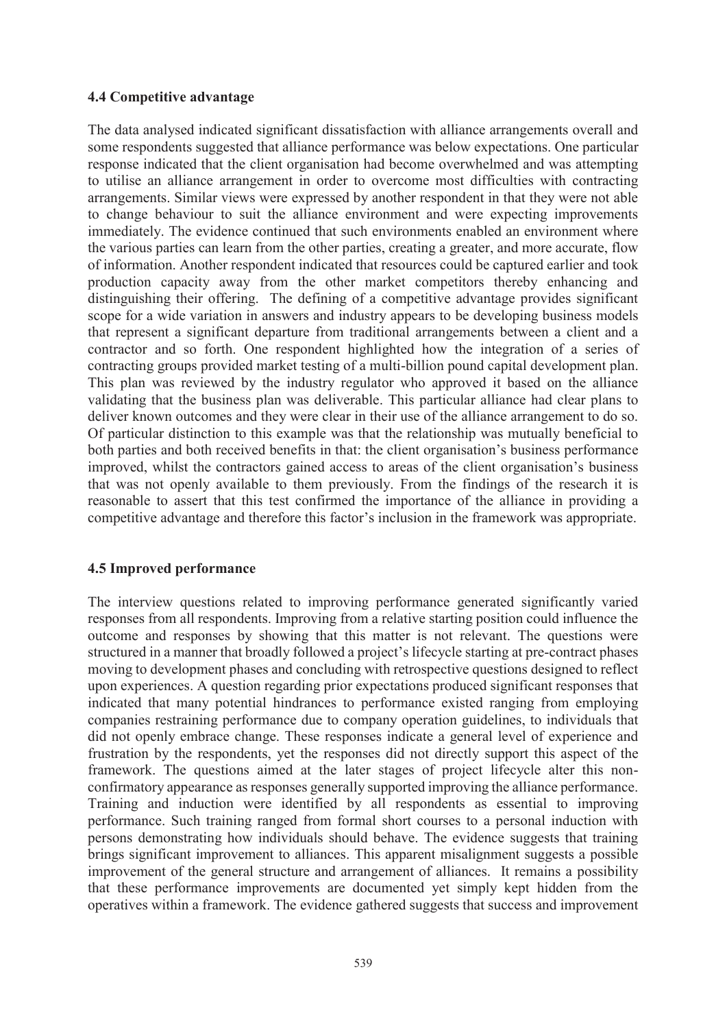### 4.4 Competitive advantage

The data analysed indicated significant dissatisfaction with alliance arrangements overall and some respondents suggested that alliance performance was below expectations. One particular response indicated that the client organisation had become overwhelmed and was attempting to utilise an alliance arrangement in order to overcome most difficulties with contracting arrangements. Similar views were expressed by another respondent in that they were not able to change behaviour to suit the alliance environment and were expecting improvements immediately. The evidence continued that such environments enabled an environment where the various parties can learn from the other parties, creating a greater, and more accurate, flow of information. Another respondent indicated that resources could be captured earlier and took production capacity away from the other market competitors thereby enhancing and distinguishing their offering. The defining of a competitive advantage provides significant scope for a wide variation in answers and industry appears to be developing business models that represent a significant departure from traditional arrangements between a client and a contractor and so forth. One respondent highlighted how the integration of a series of contracting groups provided market testing of a multi-billion pound capital development plan. This plan was reviewed by the industry regulator who approved it based on the alliance validating that the business plan was deliverable. This particular alliance had clear plans to deliver known outcomes and they were clear in their use of the alliance arrangement to do so. Of particular distinction to this example was that the relationship was mutually beneficial to both parties and both received benefits in that: the client organisation's business performance improved, whilst the contractors gained access to areas of the client organisation's business that was not openly available to them previously. From the findings of the research it is reasonable to assert that this test confirmed the importance of the alliance in providing a competitive advantage and therefore this factor's inclusion in the framework was appropriate.

### 4.5 Improved performance

The interview questions related to improving performance generated significantly varied responses from all respondents. Improving from a relative starting position could influence the outcome and responses by showing that this matter is not relevant. The questions were structured in a manner that broadly followed a project's lifecycle starting at pre-contract phases moving to development phases and concluding with retrospective questions designed to reflect upon experiences. A question regarding prior expectations produced significant responses that indicated that many potential hindrances to performance existed ranging from employing companies restraining performance due to company operation guidelines, to individuals that did not openly embrace change. These responses indicate a general level of experience and frustration by the respondents, yet the responses did not directly support this aspect of the framework. The questions aimed at the later stages of project lifecycle alter this non-confirmatory appearance as responses generally supported improving the alliance performance. Training and induction were identified by all respondents as essential to improving performance. Such training ranged from formal short courses to a personal induction with persons demonstrating how individuals should behave. The evidence suggests that training brings significant improvement to alliances. This apparent misalignment suggests a possible improvement of the general structure and arrangement of alliances. It remains a possibility that these performance improvements are documented yet simply kept hidden from the operatives within a framework. The evidence gathered suggests that success and improvement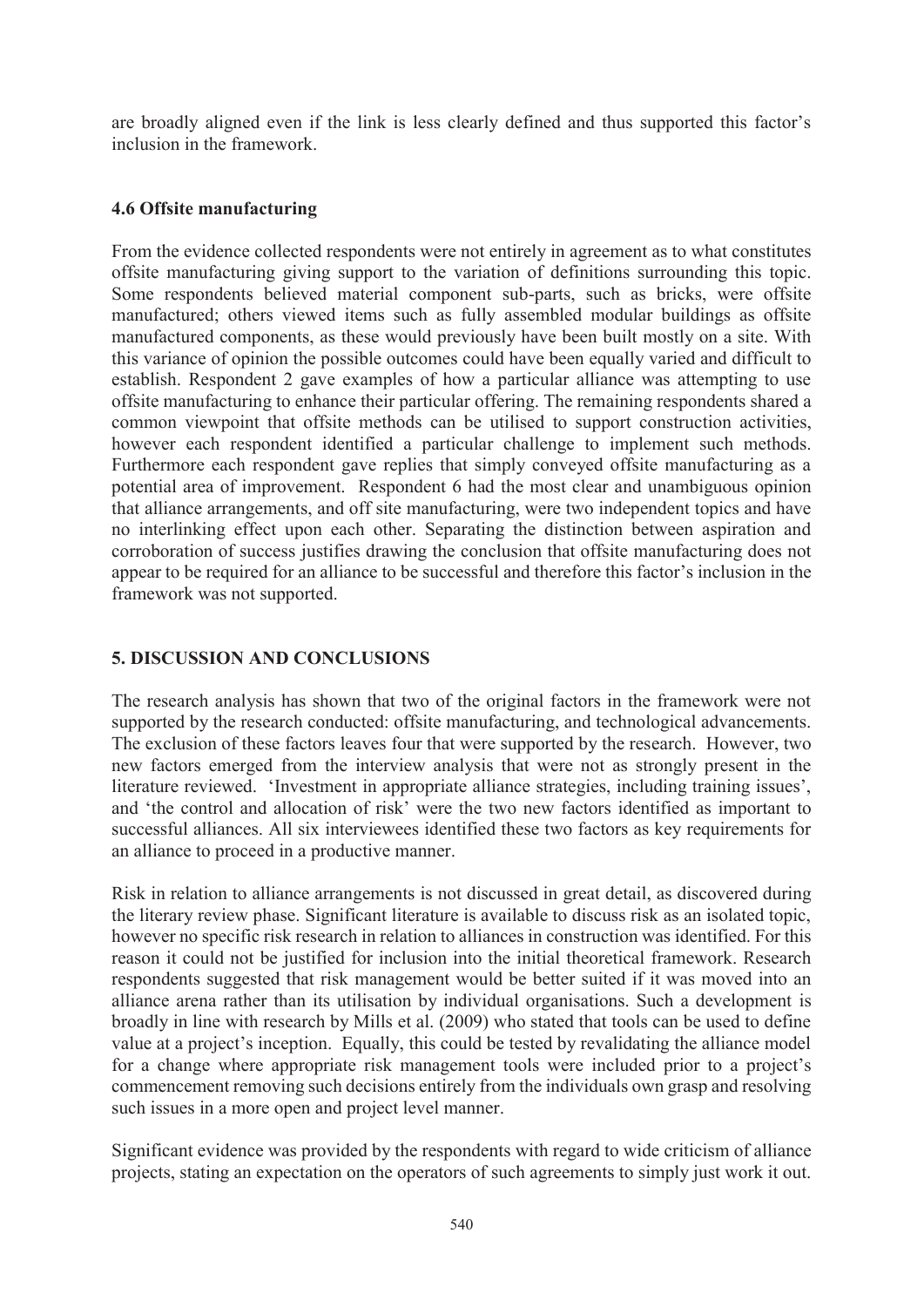are broadly aligned even if the link is less clearly defined and thus supported this factor's inclusion in the framework.

### 4.6 Offsite manufacturing

From the evidence collected respondents were not entirely in agreement as to what constitutes offsite manufacturing giving support to the variation of definitions surrounding this topic. Some respondents believed material component sub-parts, such as bricks, were offsite manufactured; others viewed items such as fully assembled modular buildings as offsite manufactured components, as these would previously have been built mostly on a site. With this variance of opinion the possible outcomes could have been equally varied and difficult to establish. Respondent 2 gave examples of how a particular alliance was attempting to use offsite manufacturing to enhance their particular offering. The remaining respondents shared a common viewpoint that offsite methods can be utilised to support construction activities, however each respondent identified a particular challenge to implement such methods. Furthermore each respondent gave replies that simply conveyed offsite manufacturing as a potential area of improvement. Respondent 6 had the most clear and unambiguous opinion that alliance arrangements, and off site manufacturing, were two independent topics and have no interlinking effect upon each other. Separating the distinction between aspiration and corroboration of success justifies drawing the conclusion that offsite manufacturing does not appear to be required for an alliance to be successful and therefore this factor's inclusion in the framework was not supported.

## 5. DISCUSSION AND CONCLUSIONS

The research analysis has shown that two of the original factors in the framework were not supported by the research conducted: offsite manufacturing, and technological advancements. The exclusion of these factors leaves four that were supported by the research. However, two new factors emerged from the interview analysis that were not as strongly present in the literature reviewed. 'Investment in appropriate alliance strategies, including training issues', and 'the control and allocation of risk' were the two new factors identified as important to successful alliances. All six interviewees identified these two factors as key requirements for an alliance to proceed in a productive manner.

Risk in relation to alliance arrangements is not discussed in great detail, as discovered during the literary review phase. Significant literature is available to discuss risk as an isolated topic, however no specific risk research in relation to alliances in construction was identified. For this reason it could not be justified for inclusion into the initial theoretical framework. Research respondents suggested that risk management would be better suited if it was moved into an alliance arena rather than its utilisation by individual organisations. Such a development is broadly in line with research by Mills et al. (2009) who stated that tools can be used to define value at a project's inception. Equally, this could be tested by revalidating the alliance model for a change where appropriate risk management tools were included prior to a project's commencement removing such decisions entirely from the individuals own grasp and resolving such issues in a more open and project level manner.

Significant evidence was provided by the respondents with regard to wide criticism of alliance projects, stating an expectation on the operators of such agreements to simply just work it out.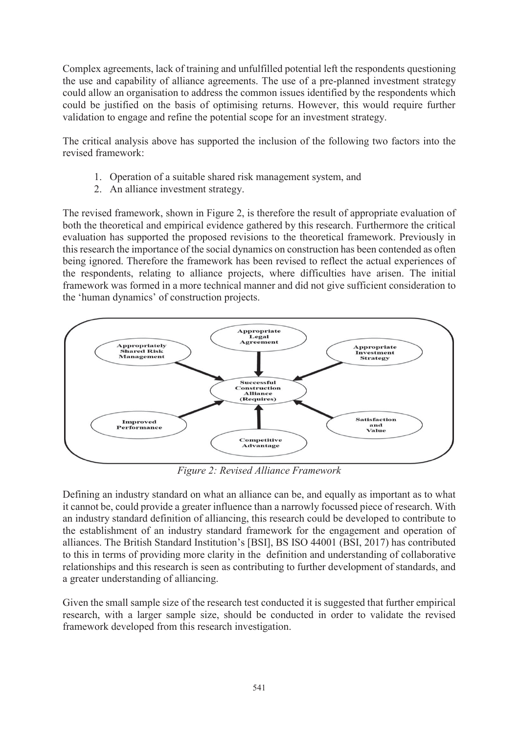Complex agreements, lack of training and unfulfilled potential left the respondents questioning the use and capability of alliance agreements. The use of a pre-planned investment strategy could allow an organisation to address the common issues identified by the respondents which could be justified on the basis of optimising returns. However, this would require further validation to engage and refine the potential scope for an investment strategy.

The critical analysis above has supported the inclusion of the following two factors into the revised framework:

1. Operation of a suitable shared risk management system, and
2. An alliance investment strategy.

The revised framework, shown in Figure 2, is therefore the result of appropriate evaluation of both the theoretical and empirical evidence gathered by this research. Furthermore the critical evaluation has supported the proposed revisions to the theoretical framework. Previously in this research the importance of the social dynamics on construction has been contended as often being ignored. Therefore the framework has been revised to reflect the actual experiences of the respondents, relating to alliance projects, where difficulties have arisen. The initial framework was formed in a more technical manner and did not give sufficient consideration to the 'human dynamics' of construction projects.

Appropriate Legal Agreement

Appropriately Shared Risk Management

Appropriate Investment Strategy

Successful Construction Alliance (Requires)

Improved Performance

Satisfaction and Value

Competitive Advantage

*Figure 2: Revised Alliance Framework*

Defining an industry standard on what an alliance can be, and equally as important as to what it cannot be, could provide a greater influence than a narrowly focussed piece of research. With an industry standard definition of alliancing, this research could be developed to contribute to the establishment of an industry standard framework for the engagement and operation of alliances. The British Standard Institution's [BSI], BS ISO 44001 (BSI, 2017) has contributed to this in terms of providing more clarity in the definition and understanding of collaborative relationships and this research is seen as contributing to further development of standards, and a greater understanding of alliancing.

Given the small sample size of the research test conducted it is suggested that further empirical research, with a larger sample size, should be conducted in order to validate the revised framework developed from this research investigation.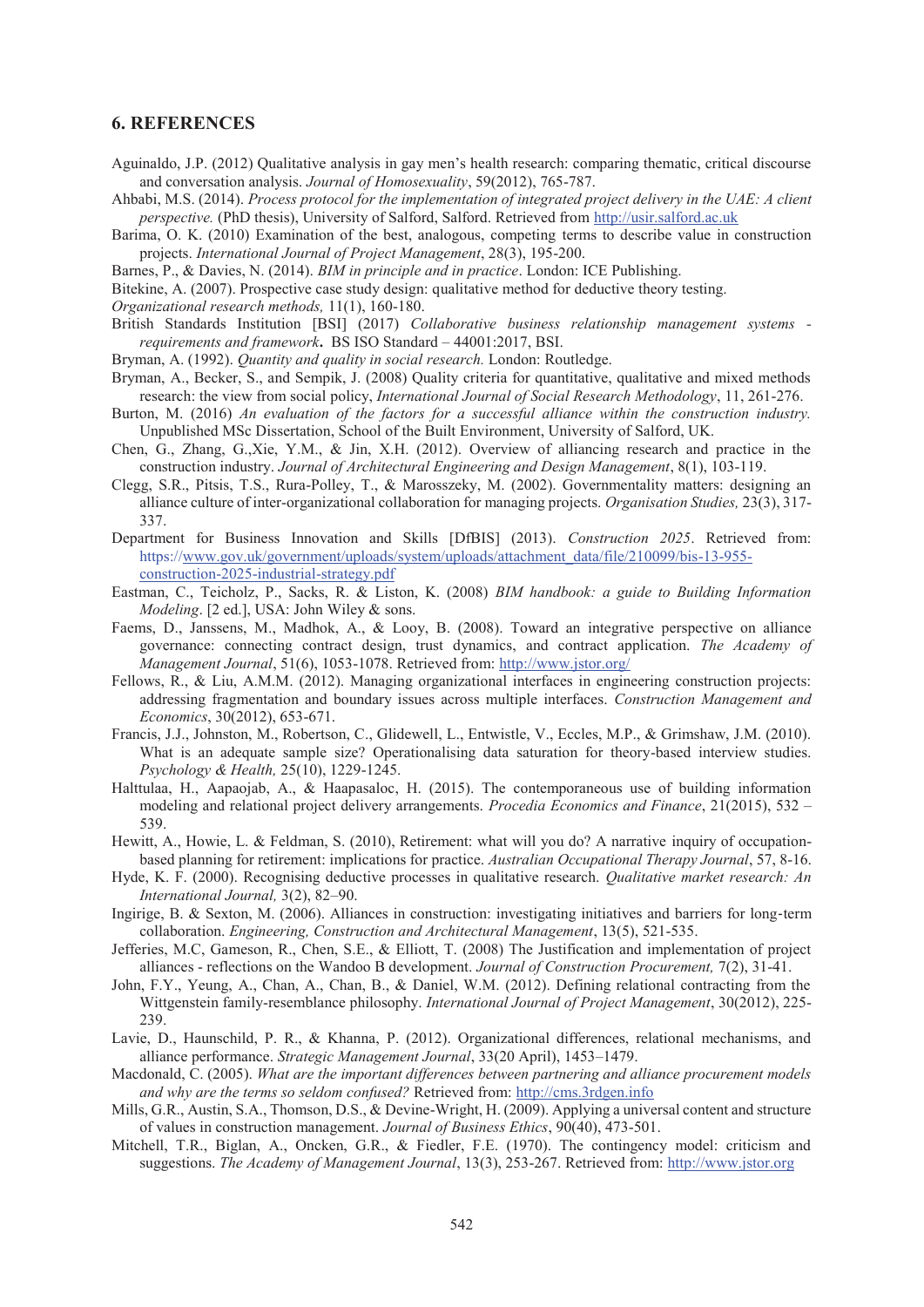## 6. REFERENCES

Aguinaldo, J.P. (2012) Qualitative analysis in gay men's health research: comparing thematic, critical discourse and conversation analysis. *Journal of Homosexuality*, 59(2012), 765-787.

Ahbabi, M.S. (2014). *Process protocol for the implementation of integrated project delivery in the UAE: A client perspective.* (PhD thesis), University of Salford, Salford. Retrieved from http://usir.salford.ac.uk

Barima, O. K. (2010) Examination of the best, analogous, competing terms to describe value in construction projects. *International Journal of Project Management*, 28(3), 195-200.

Barnes, P., & Davies, N. (2014). *BIM in principle and in practice*. London: ICE Publishing.

Bitekine, A. (2007). Prospective case study design: qualitative method for deductive theory testing. *Organizational research methods,* 11(1), 160-180.

British Standards Institution [BSI] (2017) *Collaborative business relationship management systems - requirements and framework***.** BS ISO Standard – 44001:2017, BSI.

Bryman, A. (1992). *Quantity and quality in social research.* London: Routledge.

Bryman, A., Becker, S., and Sempik, J. (2008) Quality criteria for quantitative, qualitative and mixed methods research: the view from social policy, *International Journal of Social Research Methodology*, 11, 261-276.

Burton, M. (2016) *An evaluation of the factors for a successful alliance within the construction industry.* Unpublished MSc Dissertation, School of the Built Environment, University of Salford, UK.

Chen, G., Zhang, G.,Xie, Y.M., & Jin, X.H. (2012). Overview of alliancing research and practice in the construction industry. *Journal of Architectural Engineering and Design Management*, 8(1), 103-119.

Clegg, S.R., Pitsis, T.S., Rura-Polley, T., & Marosszeky, M. (2002). Governmentality matters: designing an alliance culture of inter-organizational collaboration for managing projects. *Organisation Studies,* 23(3), 317-337.

Department for Business Innovation and Skills [DfBIS] (2013). *Construction 2025*. Retrieved from: https://www.gov.uk/government/uploads/system/uploads/attachment_data/file/210099/bis-13-955-construction-2025-industrial-strategy.pdf

Eastman, C., Teicholz, P., Sacks, R. & Liston, K. (2008) *BIM handbook: a guide to Building Information Modeling*. [2 ed.], USA: John Wiley & sons.

Faems, D., Janssens, M., Madhok, A., & Looy, B. (2008). Toward an integrative perspective on alliance governance: connecting contract design, trust dynamics, and contract application. *The Academy of Management Journal*, 51(6), 1053-1078. Retrieved from: http://www.jstor.org/

Fellows, R., & Liu, A.M.M. (2012). Managing organizational interfaces in engineering construction projects: addressing fragmentation and boundary issues across multiple interfaces. *Construction Management and Economics*, 30(2012), 653-671.

Francis, J.J., Johnston, M., Robertson, C., Glidewell, L., Entwistle, V., Eccles, M.P., & Grimshaw, J.M. (2010). What is an adequate sample size? Operationalising data saturation for theory-based interview studies. *Psychology & Health,* 25(10), 1229-1245.

Halttulaa, H., Aapaojab, A., & Haapasaloc, H. (2015). The contemporaneous use of building information modeling and relational project delivery arrangements. *Procedia Economics and Finance*, 21(2015), 532 – 539.

Hewitt, A., Howie, L. & Feldman, S. (2010), Retirement: what will you do? A narrative inquiry of occupation-based planning for retirement: implications for practice. *Australian Occupational Therapy Journal*, 57, 8-16.

Hyde, K. F. (2000). Recognising deductive processes in qualitative research. *Qualitative market research: An International Journal,* 3(2), 82–90.

Ingirige, B. & Sexton, M. (2006). Alliances in construction: investigating initiatives and barriers for long-term collaboration. *Engineering, Construction and Architectural Management*, 13(5), 521-535.

Jefferies, M.C, Gameson, R., Chen, S.E., & Elliott, T. (2008) The Justification and implementation of project alliances - reflections on the Wandoo B development. *Journal of Construction Procurement,* 7(2), 31-41.

John, F.Y., Yeung, A., Chan, A., Chan, B., & Daniel, W.M. (2012). Defining relational contracting from the Wittgenstein family-resemblance philosophy. *International Journal of Project Management*, 30(2012), 225-239.

Lavie, D., Haunschild, P. R., & Khanna, P. (2012). Organizational differences, relational mechanisms, and alliance performance. *Strategic Management Journal*, 33(20 April), 1453–1479.

Macdonald, C. (2005). *What are the important differences between partnering and alliance procurement models and why are the terms so seldom confused?* Retrieved from: http://cms.3rdgen.info

Mills, G.R., Austin, S.A., Thomson, D.S., & Devine-Wright, H. (2009). Applying a universal content and structure of values in construction management. *Journal of Business Ethics*, 90(40), 473-501.

Mitchell, T.R., Biglan, A., Oncken, G.R., & Fiedler, F.E. (1970). The contingency model: criticism and suggestions. *The Academy of Management Journal*, 13(3), 253-267. Retrieved from: http://www.jstor.org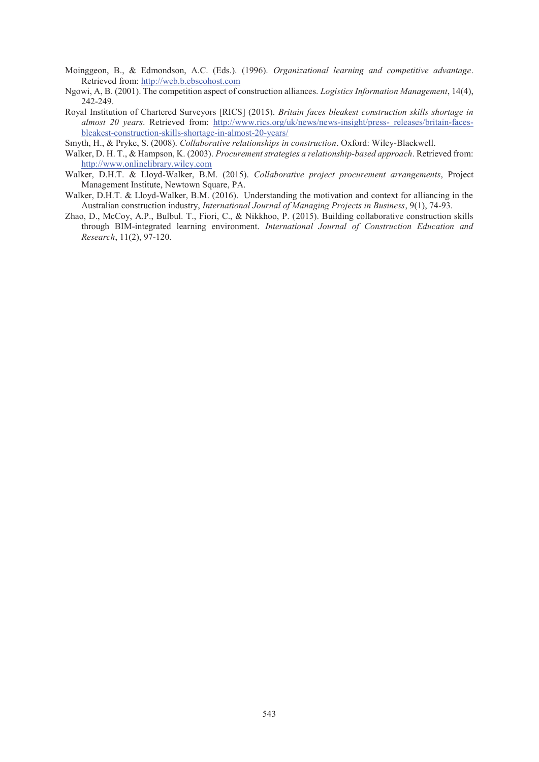Moinggeon, B., & Edmondson, A.C. (Eds.). (1996). *Organizational learning and competitive advantage*. Retrieved from: http://web.b.ebscohost.com

Ngowi, A, B. (2001). The competition aspect of construction alliances. *Logistics Information Management*, 14(4), 242-249.

Royal Institution of Chartered Surveyors [RICS] (2015). *Britain faces bleakest construction skills shortage in almost 20 years*. Retrieved from: http://www.rics.org/uk/news/news-insight/press- releases/britain-faces-bleakest-construction-skills-shortage-in-almost-20-years/

Smyth, H., & Pryke, S. (2008). *Collaborative relationships in construction*. Oxford: Wiley-Blackwell.

Walker, D. H. T., & Hampson, K. (2003). *Procurement strategies a relationship-based approach*. Retrieved from: http://www.onlinelibrary.wiley.com

Walker, D.H.T. & Lloyd-Walker, B.M. (2015). *Collaborative project procurement arrangements*, Project Management Institute, Newtown Square, PA.

Walker, D.H.T. & Lloyd-Walker, B.M. (2016). Understanding the motivation and context for alliancing in the Australian construction industry, *International Journal of Managing Projects in Business*, 9(1), 74-93.

Zhao, D., McCoy, A.P., Bulbul. T., Fiori, C., & Nikkhoo, P. (2015). Building collaborative construction skills through BIM-integrated learning environment. *International Journal of Construction Education and Research*, 11(2), 97-120.